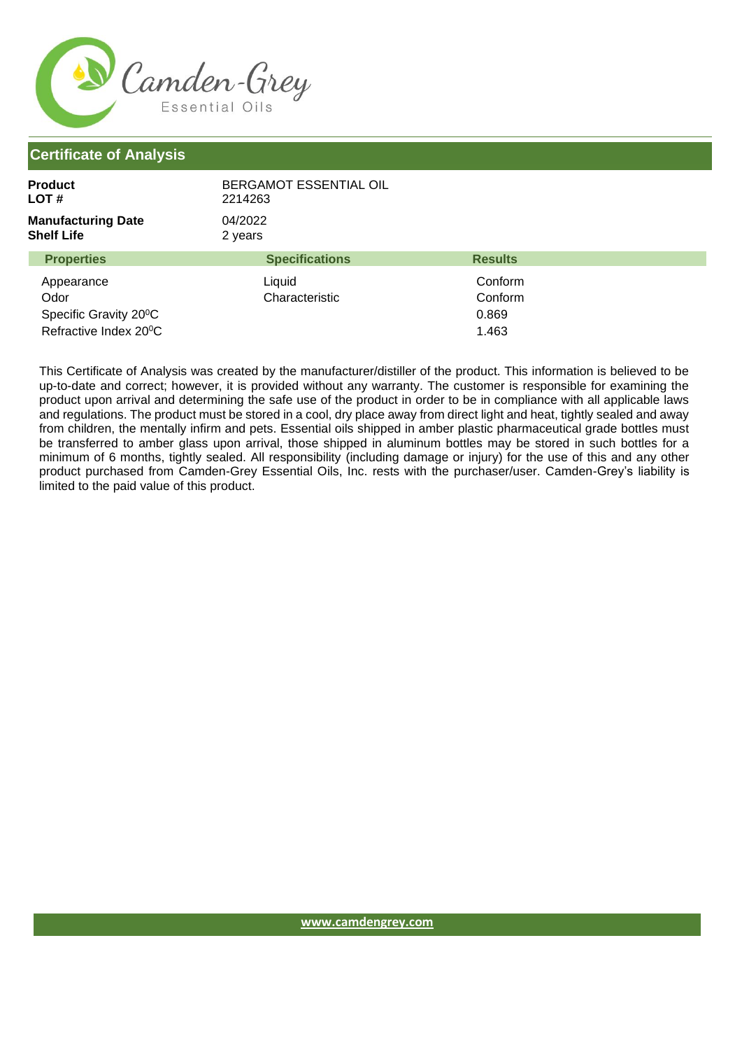Camden-Grey
Essential Oils

## Certificate of Analysis

| | |
|---|---|
| **Product** | BERGAMOT ESSENTIAL OIL |
| **LOT #** | 2214263 |
| **Manufacturing Date** | 04/2022 |
| **Shelf Life** | 2 years |

| Properties | Specifications | Results |
|---|---|---|
| Appearance | Liquid | Conform |
| Odor | Characteristic | Conform |
| Specific Gravity 20$^0$C | | 0.869 |
| Refractive Index 20$^0$C | | 1.463 |

This Certificate of Analysis was created by the manufacturer/distiller of the product. This information is believed to be up-to-date and correct; however, it is provided without any warranty. The customer is responsible for examining the product upon arrival and determining the safe use of the product in order to be in compliance with all applicable laws and regulations. The product must be stored in a cool, dry place away from direct light and heat, tightly sealed and away from children, the mentally infirm and pets. Essential oils shipped in amber plastic pharmaceutical grade bottles must be transferred to amber glass upon arrival, those shipped in aluminum bottles may be stored in such bottles for a minimum of 6 months, tightly sealed. All responsibility (including damage or injury) for the use of this and any other product purchased from Camden-Grey Essential Oils, Inc. rests with the purchaser/user. Camden-Grey's liability is limited to the paid value of this product.

www.camdengrey.com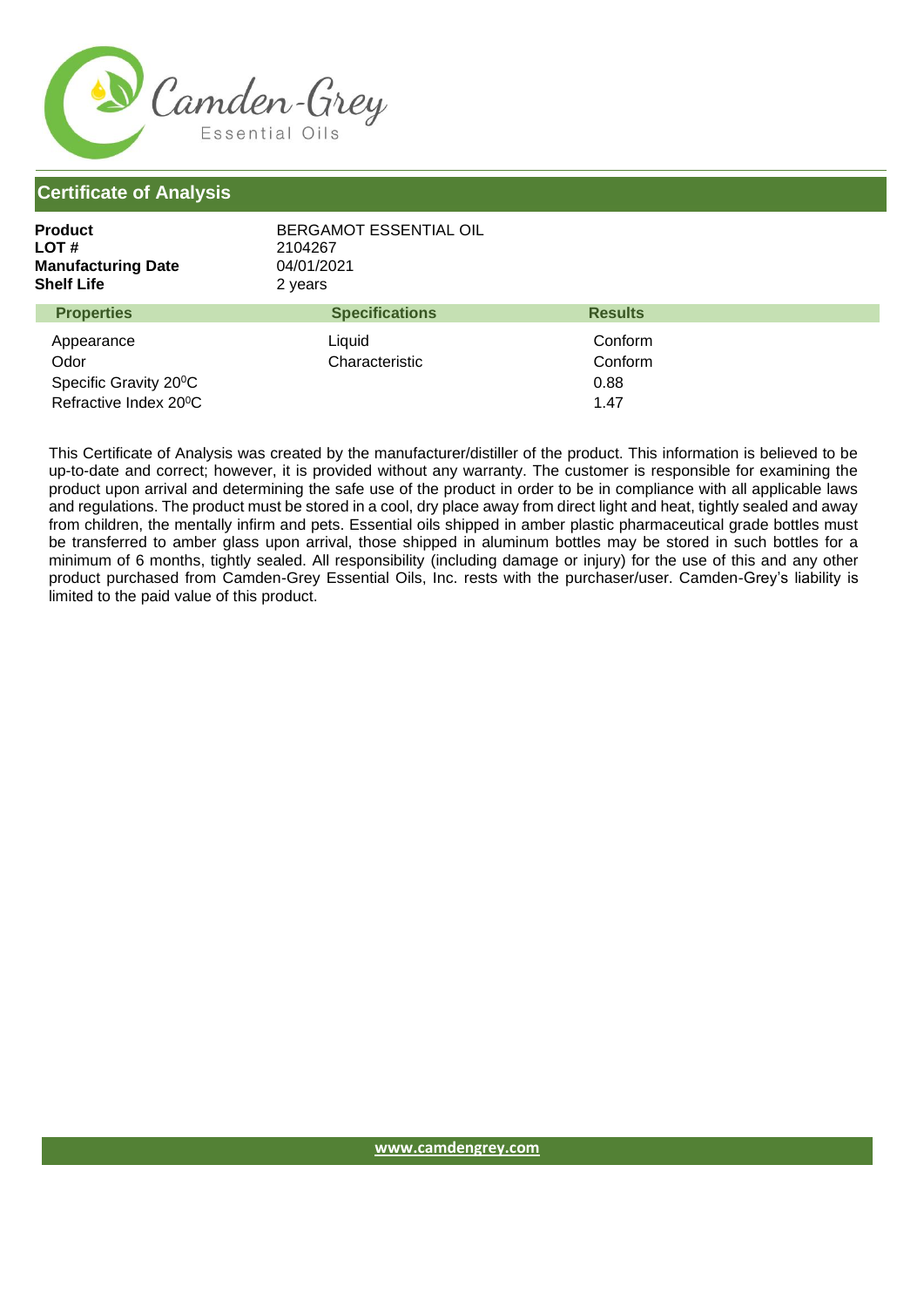Camden-Grey
Essential Oils

## Certificate of Analysis

**Product** BERGAMOT ESSENTIAL OIL
**LOT #** 2104267
**Manufacturing Date** 04/01/2021
**Shelf Life** 2 years

| Properties | Specifications | Results |
| --- | --- | --- |
| Appearance | Liquid | Conform |
| Odor | Characteristic | Conform |
| Specific Gravity 20$^0$C | | 0.88 |
| Refractive Index 20$^0$C | | 1.47 |

This Certificate of Analysis was created by the manufacturer/distiller of the product. This information is believed to be up-to-date and correct; however, it is provided without any warranty. The customer is responsible for examining the product upon arrival and determining the safe use of the product in order to be in compliance with all applicable laws and regulations. The product must be stored in a cool, dry place away from direct light and heat, tightly sealed and away from children, the mentally infirm and pets. Essential oils shipped in amber plastic pharmaceutical grade bottles must be transferred to amber glass upon arrival, those shipped in aluminum bottles may be stored in such bottles for a minimum of 6 months, tightly sealed. All responsibility (including damage or injury) for the use of this and any other product purchased from Camden-Grey Essential Oils, Inc. rests with the purchaser/user. Camden-Grey's liability is limited to the paid value of this product.

www.camdengrey.com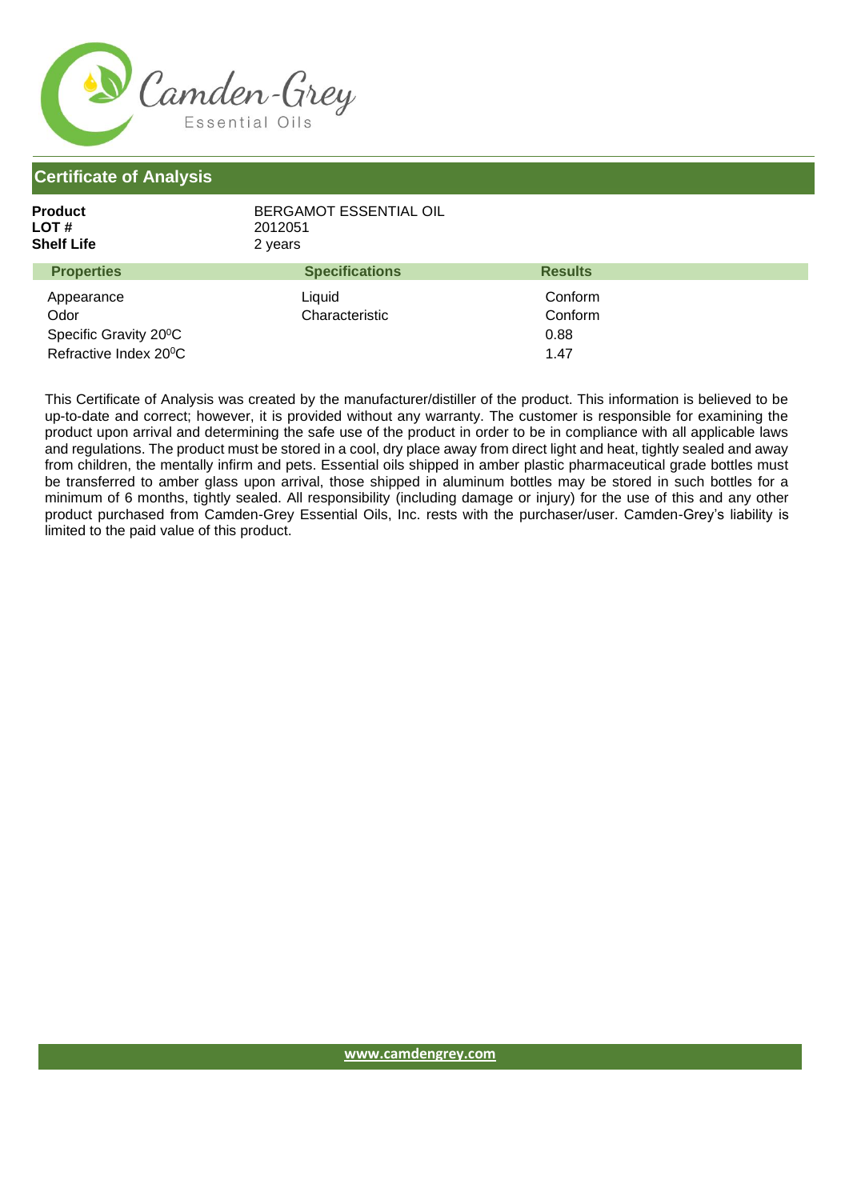Camden-Grey

Essential Oils

## Certificate of Analysis

**Product** BERGAMOT ESSENTIAL OIL
**LOT #** 2012051
**Shelf Life** 2 years

| Properties | Specifications | Results |
|---|---|---|
| Appearance | Liquid | Conform |
| Odor | Characteristic | Conform |
| Specific Gravity 20⁰C | | 0.88 |
| Refractive Index 20⁰C | | 1.47 |

This Certificate of Analysis was created by the manufacturer/distiller of the product. This information is believed to be up-to-date and correct; however, it is provided without any warranty. The customer is responsible for examining the product upon arrival and determining the safe use of the product in order to be in compliance with all applicable laws and regulations. The product must be stored in a cool, dry place away from direct light and heat, tightly sealed and away from children, the mentally infirm and pets. Essential oils shipped in amber plastic pharmaceutical grade bottles must be transferred to amber glass upon arrival, those shipped in aluminum bottles may be stored in such bottles for a minimum of 6 months, tightly sealed. All responsibility (including damage or injury) for the use of this and any other product purchased from Camden-Grey Essential Oils, Inc. rests with the purchaser/user. Camden-Grey's liability is limited to the paid value of this product.

www.camdengrey.com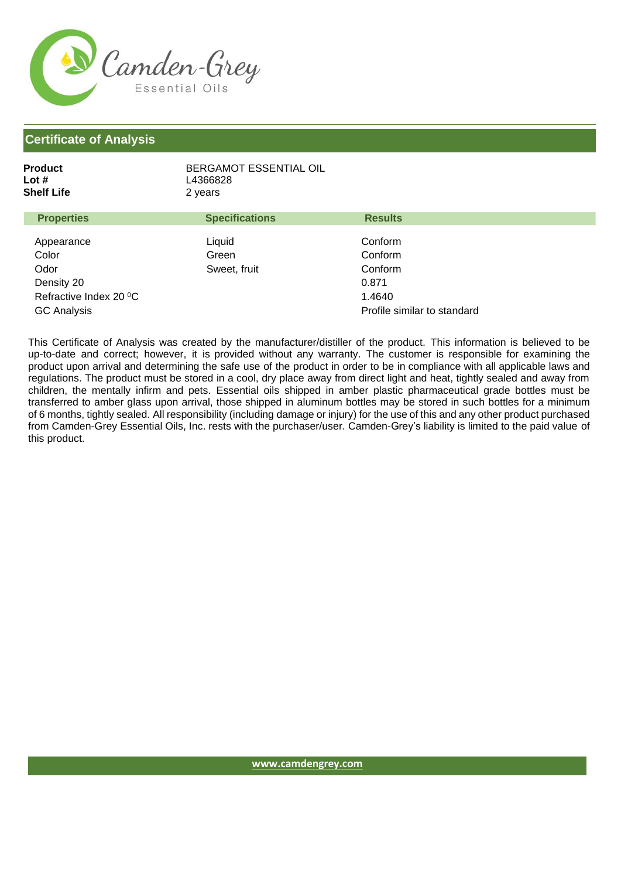Camden-Grey
Essential Oils

## Certificate of Analysis

**Product** BERGAMOT ESSENTIAL OIL
**Lot #** L4366828
**Shelf Life** 2 years

| Properties | Specifications | Results |
|---|---|---|
| Appearance | Liquid | Conform |
| Color | Green | Conform |
| Odor | Sweet, fruit | Conform |
| Density 20 | | 0.871 |
| Refractive Index 20 ⁰C | | 1.4640 |
| GC Analysis | | Profile similar to standard |

This Certificate of Analysis was created by the manufacturer/distiller of the product. This information is believed to be up-to-date and correct; however, it is provided without any warranty. The customer is responsible for examining the product upon arrival and determining the safe use of the product in order to be in compliance with all applicable laws and regulations. The product must be stored in a cool, dry place away from direct light and heat, tightly sealed and away from children, the mentally infirm and pets. Essential oils shipped in amber plastic pharmaceutical grade bottles must be transferred to amber glass upon arrival, those shipped in aluminum bottles may be stored in such bottles for a minimum of 6 months, tightly sealed. All responsibility (including damage or injury) for the use of this and any other product purchased from Camden-Grey Essential Oils, Inc. rests with the purchaser/user. Camden-Grey's liability is limited to the paid value of this product.

www.camdengrey.com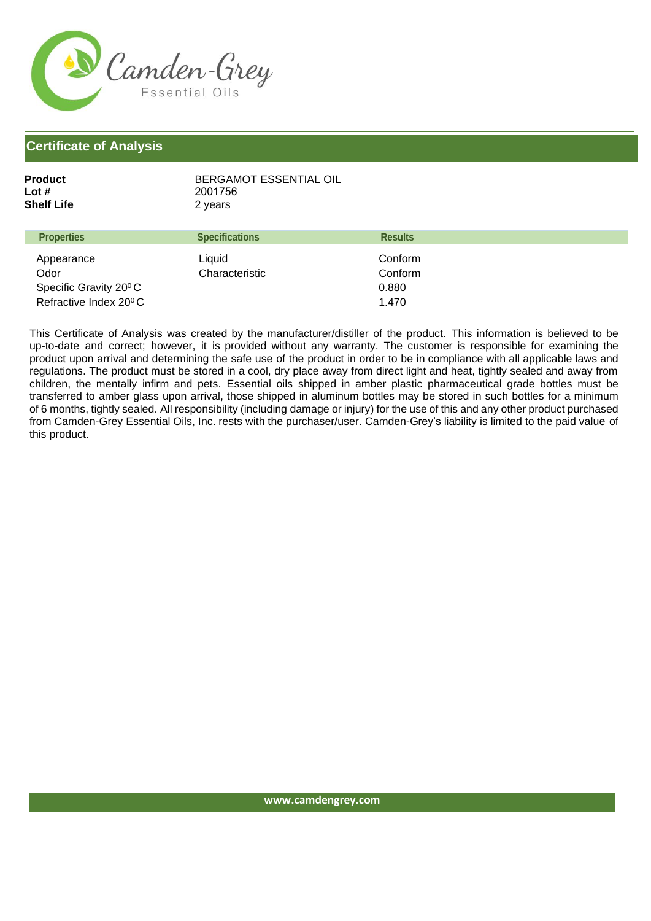Camden-Grey
Essential Oils

## Certificate of Analysis

**Product** BERGAMOT ESSENTIAL OIL
**Lot #** 2001756
**Shelf Life** 2 years

| Properties | Specifications | Results |
| --- | --- | --- |
| Appearance | Liquid | Conform |
| Odor | Characteristic | Conform |
| Specific Gravity 20⁰ C | | 0.880 |
| Refractive Index 20⁰ C | | 1.470 |

This Certificate of Analysis was created by the manufacturer/distiller of the product. This information is believed to be up-to-date and correct; however, it is provided without any warranty. The customer is responsible for examining the product upon arrival and determining the safe use of the product in order to be in compliance with all applicable laws and regulations. The product must be stored in a cool, dry place away from direct light and heat, tightly sealed and away from children, the mentally infirm and pets. Essential oils shipped in amber plastic pharmaceutical grade bottles must be transferred to amber glass upon arrival, those shipped in aluminum bottles may be stored in such bottles for a minimum of 6 months, tightly sealed. All responsibility (including damage or injury) for the use of this and any other product purchased from Camden-Grey Essential Oils, Inc. rests with the purchaser/user. Camden-Grey's liability is limited to the paid value of this product.

www.camdengrey.com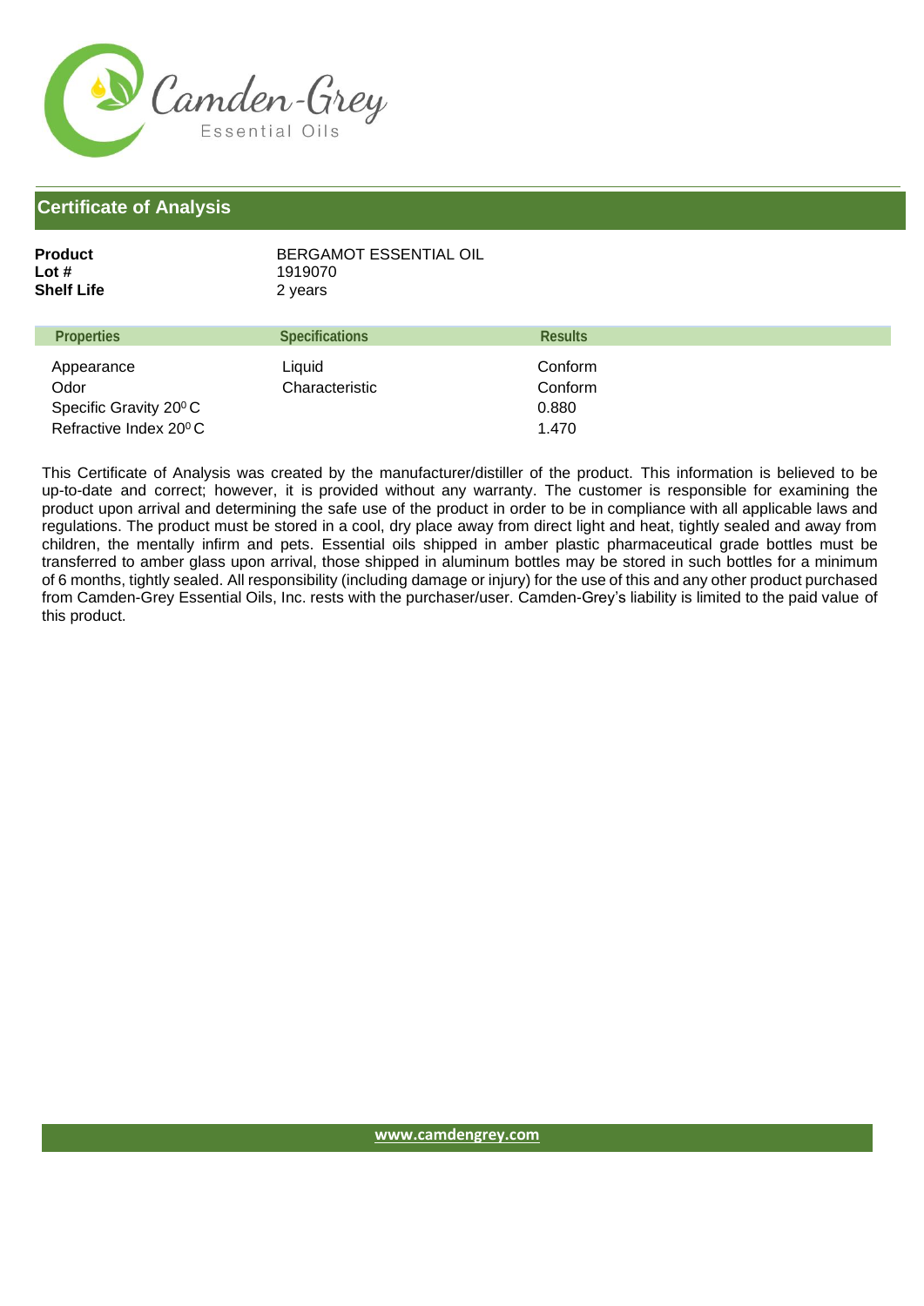Camden-Grey
Essential Oils

## Certificate of Analysis

**Product** BERGAMOT ESSENTIAL OIL
**Lot #** 1919070
**Shelf Life** 2 years

| Properties | Specifications | Results |
|---|---|---|
| Appearance | Liquid | Conform |
| Odor | Characteristic | Conform |
| Specific Gravity 20⁰ C | | 0.880 |
| Refractive Index 20⁰ C | | 1.470 |

This Certificate of Analysis was created by the manufacturer/distiller of the product. This information is believed to be up-to-date and correct; however, it is provided without any warranty. The customer is responsible for examining the product upon arrival and determining the safe use of the product in order to be in compliance with all applicable laws and regulations. The product must be stored in a cool, dry place away from direct light and heat, tightly sealed and away from children, the mentally infirm and pets. Essential oils shipped in amber plastic pharmaceutical grade bottles must be transferred to amber glass upon arrival, those shipped in aluminum bottles may be stored in such bottles for a minimum of 6 months, tightly sealed. All responsibility (including damage or injury) for the use of this and any other product purchased from Camden-Grey Essential Oils, Inc. rests with the purchaser/user. Camden-Grey's liability is limited to the paid value of this product.

www.camdengrey.com